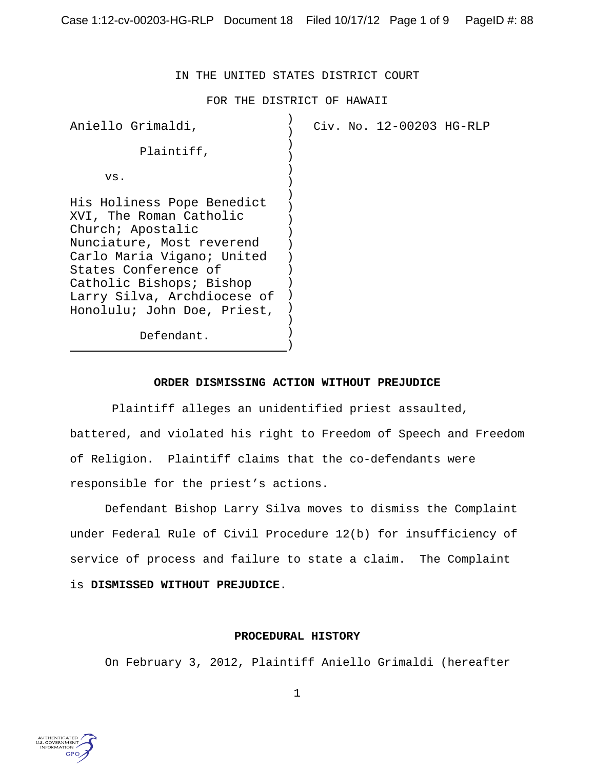IN THE UNITED STATES DISTRICT COURT

FOR THE DISTRICT OF HAWAII

| | |
|---|---|
| Aniello Grimaldi,<br><br>Plaintiff,<br><br>vs.<br><br>His Holiness Pope Benedict XVI, The Roman Catholic Church; Apostalic Nunciature, Most reverend Carlo Maria Vigano; United States Conference of Catholic Bishops; Bishop Larry Silva, Archdiocese of Honolulu; John Doe, Priest,<br><br>Defendant. | Civ. No. 12-00203 HG-RLP |

**ORDER DISMISSING ACTION WITHOUT PREJUDICE**

Plaintiff alleges an unidentified priest assaulted, battered, and violated his right to Freedom of Speech and Freedom of Religion. Plaintiff claims that the co-defendants were responsible for the priest's actions.

Defendant Bishop Larry Silva moves to dismiss the Complaint under Federal Rule of Civil Procedure 12(b) for insufficiency of service of process and failure to state a claim. The Complaint is **DISMISSED WITHOUT PREJUDICE**.

**PROCEDURAL HISTORY**

On February 3, 2012, Plaintiff Aniello Grimaldi (hereafter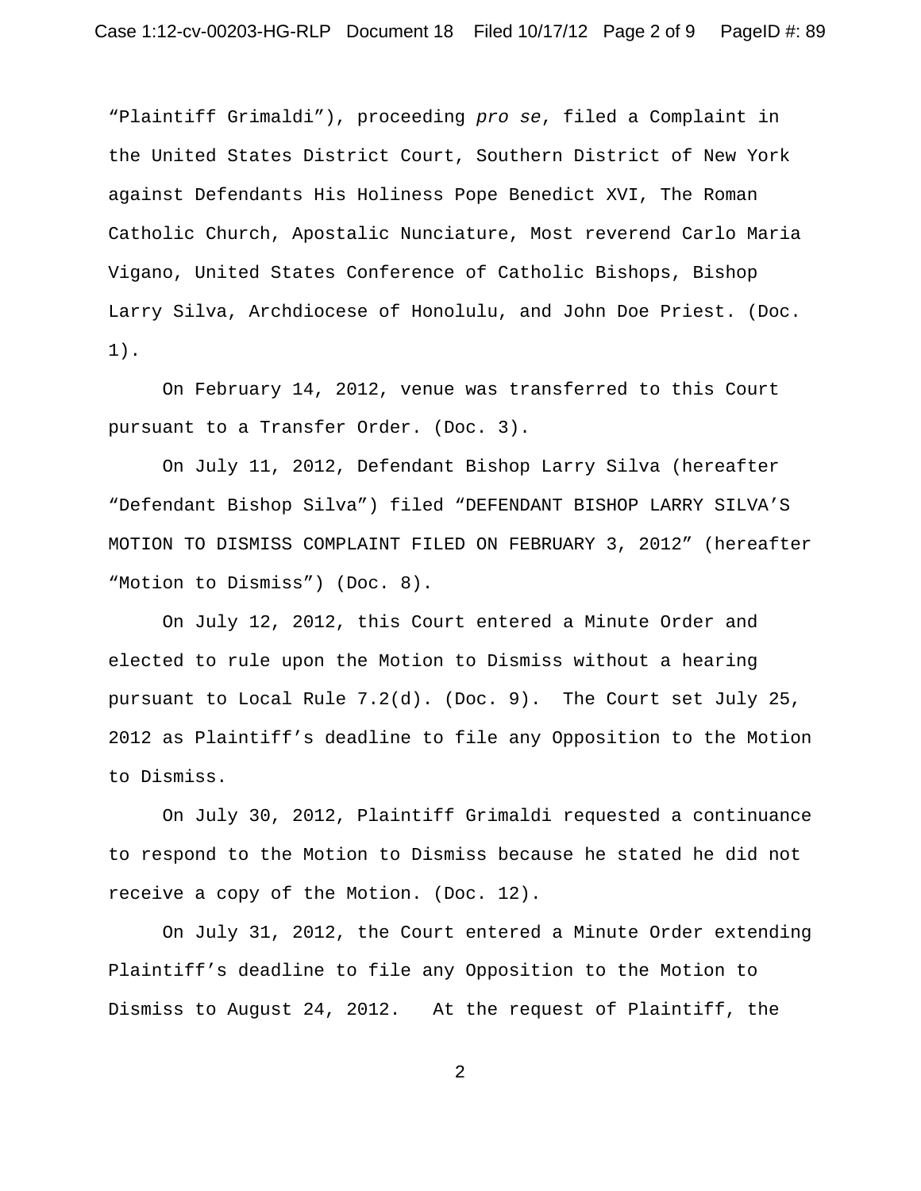"Plaintiff Grimaldi"), proceeding *pro se*, filed a Complaint in the United States District Court, Southern District of New York against Defendants His Holiness Pope Benedict XVI, The Roman Catholic Church, Apostalic Nunciature, Most reverend Carlo Maria Vigano, United States Conference of Catholic Bishops, Bishop Larry Silva, Archdiocese of Honolulu, and John Doe Priest. (Doc. 1).

On February 14, 2012, venue was transferred to this Court pursuant to a Transfer Order. (Doc. 3).

On July 11, 2012, Defendant Bishop Larry Silva (hereafter "Defendant Bishop Silva") filed "DEFENDANT BISHOP LARRY SILVA'S MOTION TO DISMISS COMPLAINT FILED ON FEBRUARY 3, 2012" (hereafter "Motion to Dismiss") (Doc. 8).

On July 12, 2012, this Court entered a Minute Order and elected to rule upon the Motion to Dismiss without a hearing pursuant to Local Rule 7.2(d). (Doc. 9). The Court set July 25, 2012 as Plaintiff's deadline to file any Opposition to the Motion to Dismiss.

On July 30, 2012, Plaintiff Grimaldi requested a continuance to respond to the Motion to Dismiss because he stated he did not receive a copy of the Motion. (Doc. 12).

On July 31, 2012, the Court entered a Minute Order extending Plaintiff's deadline to file any Opposition to the Motion to Dismiss to August 24, 2012. At the request of Plaintiff, the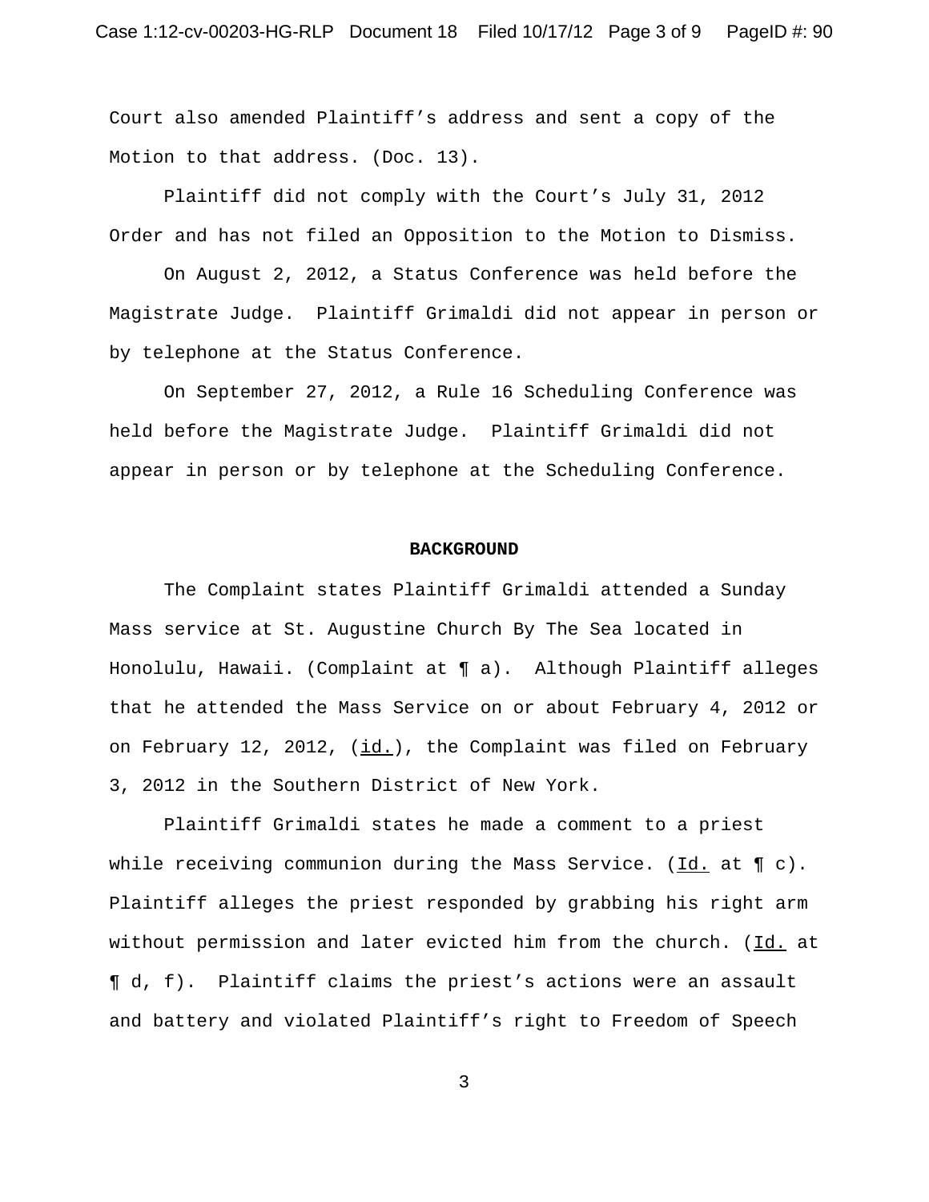Court also amended Plaintiff's address and sent a copy of the Motion to that address. (Doc. 13).

Plaintiff did not comply with the Court's July 31, 2012 Order and has not filed an Opposition to the Motion to Dismiss.

On August 2, 2012, a Status Conference was held before the Magistrate Judge. Plaintiff Grimaldi did not appear in person or by telephone at the Status Conference.

On September 27, 2012, a Rule 16 Scheduling Conference was held before the Magistrate Judge. Plaintiff Grimaldi did not appear in person or by telephone at the Scheduling Conference.

## BACKGROUND

The Complaint states Plaintiff Grimaldi attended a Sunday Mass service at St. Augustine Church By The Sea located in Honolulu, Hawaii. (Complaint at ¶ a). Although Plaintiff alleges that he attended the Mass Service on or about February 4, 2012 or on February 12, 2012, (id.), the Complaint was filed on February 3, 2012 in the Southern District of New York.

Plaintiff Grimaldi states he made a comment to a priest while receiving communion during the Mass Service. (Id. at ¶ c). Plaintiff alleges the priest responded by grabbing his right arm without permission and later evicted him from the church. (Id. at ¶ d, f). Plaintiff claims the priest's actions were an assault and battery and violated Plaintiff's right to Freedom of Speech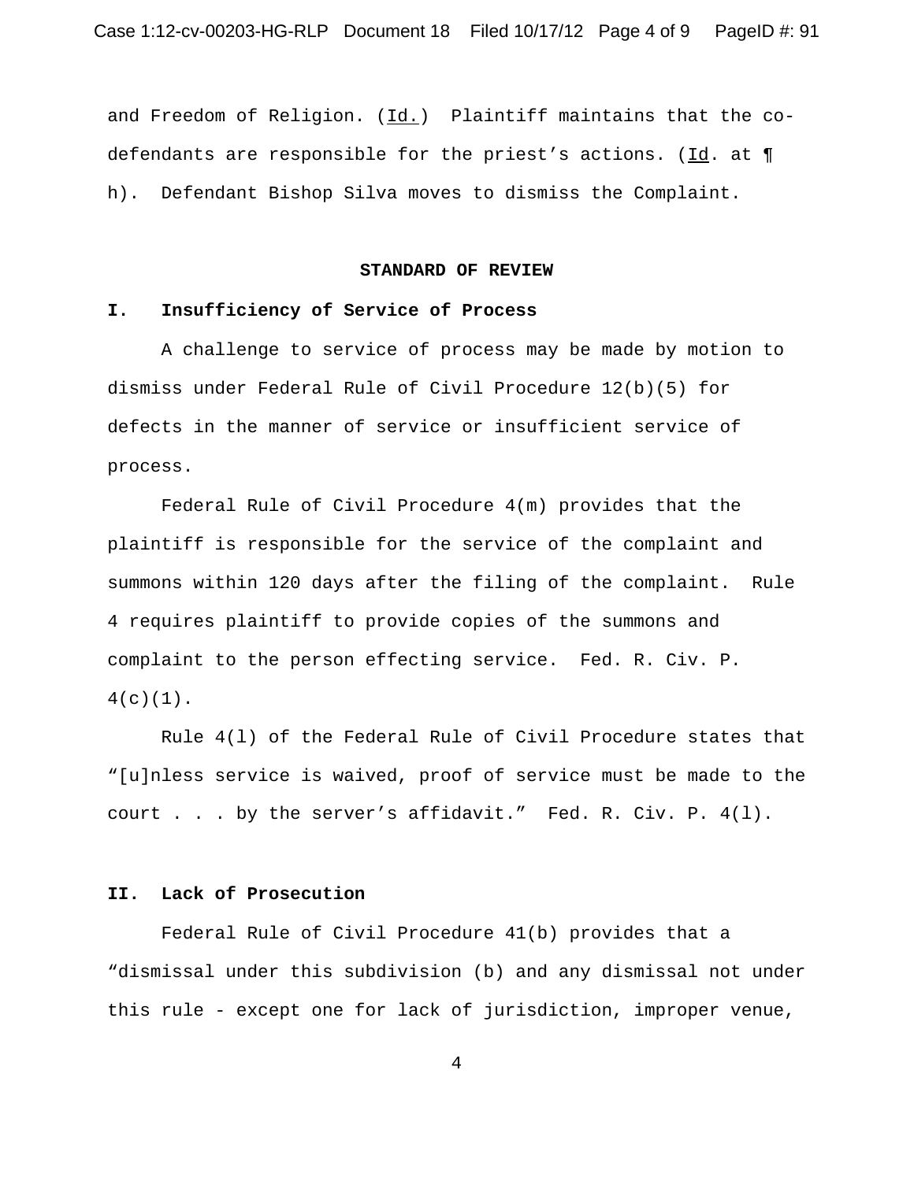and Freedom of Religion. (Id.) Plaintiff maintains that the co-defendants are responsible for the priest's actions. (Id. at ¶ h). Defendant Bishop Silva moves to dismiss the Complaint.

## STANDARD OF REVIEW

### I. Insufficiency of Service of Process

A challenge to service of process may be made by motion to dismiss under Federal Rule of Civil Procedure 12(b)(5) for defects in the manner of service or insufficient service of process.

Federal Rule of Civil Procedure 4(m) provides that the plaintiff is responsible for the service of the complaint and summons within 120 days after the filing of the complaint. Rule 4 requires plaintiff to provide copies of the summons and complaint to the person effecting service. Fed. R. Civ. P. 4(c)(1).

Rule 4(l) of the Federal Rule of Civil Procedure states that "[u]nless service is waived, proof of service must be made to the court . . . by the server's affidavit." Fed. R. Civ. P. 4(l).

### II. Lack of Prosecution

Federal Rule of Civil Procedure 41(b) provides that a "dismissal under this subdivision (b) and any dismissal not under this rule - except one for lack of jurisdiction, improper venue,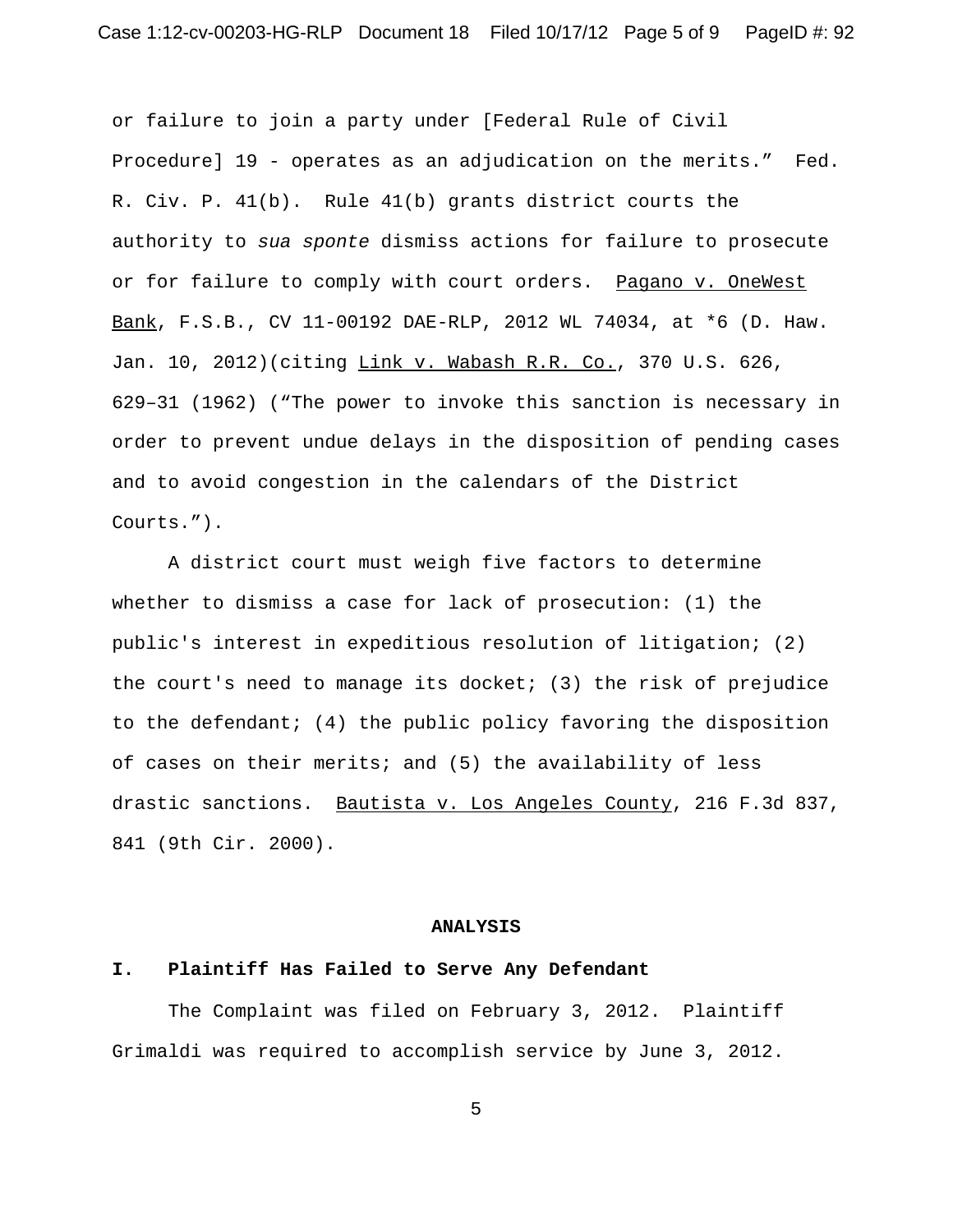or failure to join a party under [Federal Rule of Civil Procedure] 19 - operates as an adjudication on the merits." Fed. R. Civ. P. 41(b). Rule 41(b) grants district courts the authority to *sua sponte* dismiss actions for failure to prosecute or for failure to comply with court orders. Pagano v. OneWest Bank, F.S.B., CV 11-00192 DAE-RLP, 2012 WL 74034, at *6 (D. Haw. Jan. 10, 2012)(citing Link v. Wabash R.R. Co., 370 U.S. 626, 629–31 (1962) ("The power to invoke this sanction is necessary in order to prevent undue delays in the disposition of pending cases and to avoid congestion in the calendars of the District Courts.").

A district court must weigh five factors to determine whether to dismiss a case for lack of prosecution: (1) the public's interest in expeditious resolution of litigation; (2) the court's need to manage its docket; (3) the risk of prejudice to the defendant; (4) the public policy favoring the disposition of cases on their merits; and (5) the availability of less drastic sanctions. Bautista v. Los Angeles County, 216 F.3d 837, 841 (9th Cir. 2000).

## ANALYSIS

### I. Plaintiff Has Failed to Serve Any Defendant

The Complaint was filed on February 3, 2012. Plaintiff Grimaldi was required to accomplish service by June 3, 2012.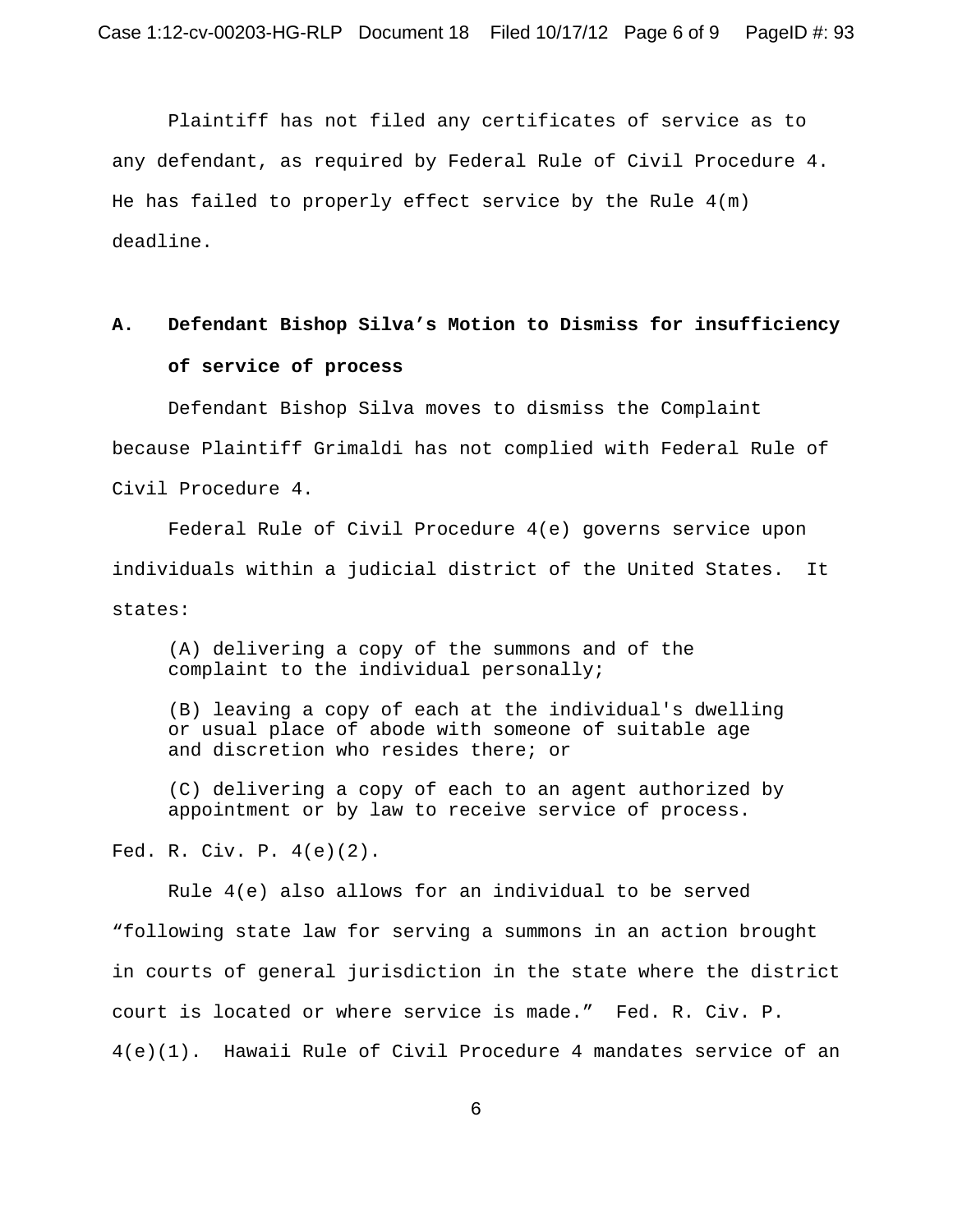Plaintiff has not filed any certificates of service as to any defendant, as required by Federal Rule of Civil Procedure 4. He has failed to properly effect service by the Rule 4(m) deadline.

### A. Defendant Bishop Silva's Motion to Dismiss for insufficiency of service of process

Defendant Bishop Silva moves to dismiss the Complaint because Plaintiff Grimaldi has not complied with Federal Rule of Civil Procedure 4.

Federal Rule of Civil Procedure 4(e) governs service upon individuals within a judicial district of the United States. It states:

> (A) delivering a copy of the summons and of the complaint to the individual personally;
>
> (B) leaving a copy of each at the individual's dwelling or usual place of abode with someone of suitable age and discretion who resides there; or
>
> (C) delivering a copy of each to an agent authorized by appointment or by law to receive service of process.

Fed. R. Civ. P. 4(e)(2).

Rule 4(e) also allows for an individual to be served "following state law for serving a summons in an action brought in courts of general jurisdiction in the state where the district court is located or where service is made." Fed. R. Civ. P. 4(e)(1). Hawaii Rule of Civil Procedure 4 mandates service of an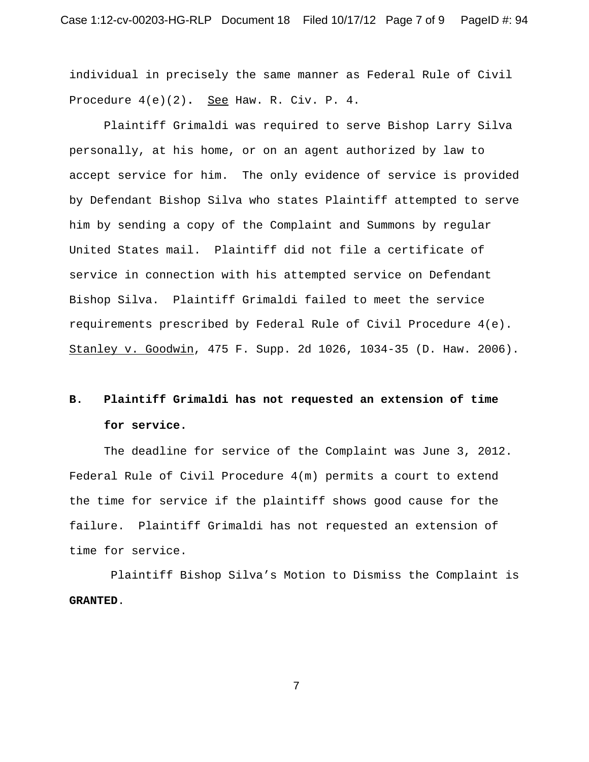individual in precisely the same manner as Federal Rule of Civil Procedure 4(e)(2). See Haw. R. Civ. P. 4.

Plaintiff Grimaldi was required to serve Bishop Larry Silva personally, at his home, or on an agent authorized by law to accept service for him. The only evidence of service is provided by Defendant Bishop Silva who states Plaintiff attempted to serve him by sending a copy of the Complaint and Summons by regular United States mail. Plaintiff did not file a certificate of service in connection with his attempted service on Defendant Bishop Silva. Plaintiff Grimaldi failed to meet the service requirements prescribed by Federal Rule of Civil Procedure 4(e). Stanley v. Goodwin, 475 F. Supp. 2d 1026, 1034-35 (D. Haw. 2006).

**B. Plaintiff Grimaldi has not requested an extension of time for service.**

The deadline for service of the Complaint was June 3, 2012. Federal Rule of Civil Procedure 4(m) permits a court to extend the time for service if the plaintiff shows good cause for the failure. Plaintiff Grimaldi has not requested an extension of time for service.

Plaintiff Bishop Silva's Motion to Dismiss the Complaint is **GRANTED**.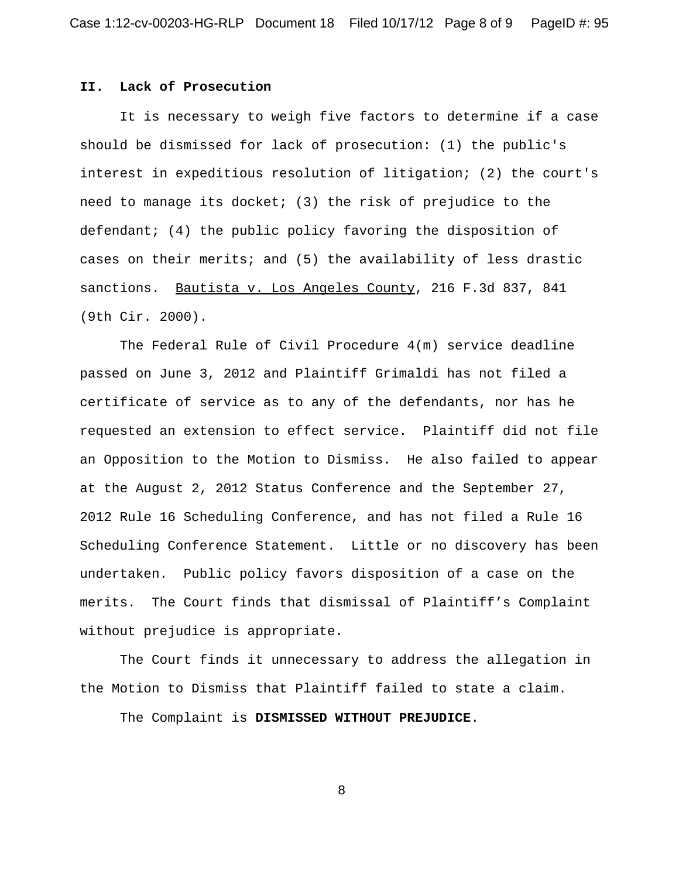## II. Lack of Prosecution

It is necessary to weigh five factors to determine if a case should be dismissed for lack of prosecution: (1) the public's interest in expeditious resolution of litigation; (2) the court's need to manage its docket; (3) the risk of prejudice to the defendant; (4) the public policy favoring the disposition of cases on their merits; and (5) the availability of less drastic sanctions. Bautista v. Los Angeles County, 216 F.3d 837, 841 (9th Cir. 2000).

The Federal Rule of Civil Procedure 4(m) service deadline passed on June 3, 2012 and Plaintiff Grimaldi has not filed a certificate of service as to any of the defendants, nor has he requested an extension to effect service. Plaintiff did not file an Opposition to the Motion to Dismiss. He also failed to appear at the August 2, 2012 Status Conference and the September 27, 2012 Rule 16 Scheduling Conference, and has not filed a Rule 16 Scheduling Conference Statement. Little or no discovery has been undertaken. Public policy favors disposition of a case on the merits. The Court finds that dismissal of Plaintiff's Complaint without prejudice is appropriate.

The Court finds it unnecessary to address the allegation in the Motion to Dismiss that Plaintiff failed to state a claim.

The Complaint is **DISMISSED WITHOUT PREJUDICE**.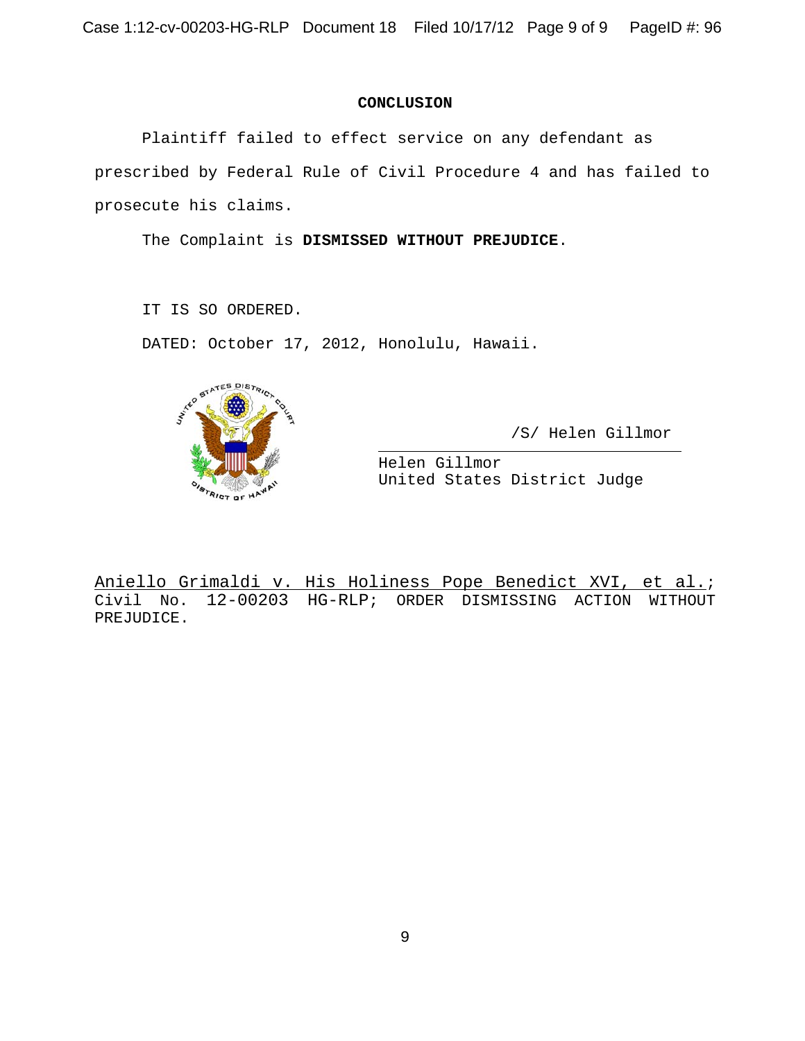## CONCLUSION

Plaintiff failed to effect service on any defendant as prescribed by Federal Rule of Civil Procedure 4 and has failed to prosecute his claims.

The Complaint is **DISMISSED WITHOUT PREJUDICE**.

IT IS SO ORDERED.

DATED: October 17, 2012, Honolulu, Hawaii.

/S/ Helen Gillmor

Helen Gillmor
United States District Judge

Aniello Grimaldi v. His Holiness Pope Benedict XVI, et al.; Civil No. 12-00203 HG-RLP; ORDER DISMISSING ACTION WITHOUT PREJUDICE.